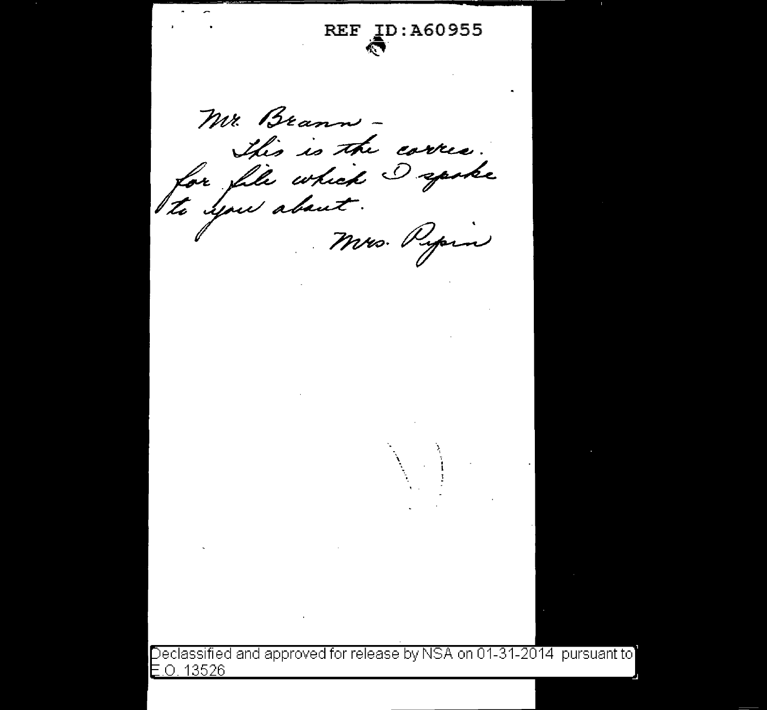REF ID:A60955

Mr. Brann -

This is the corres. for file which I spoke to you about.

Mrs. Pipin

Declassified and approved for release by NSA on 01-31-2014 pursuant to E.O. 13526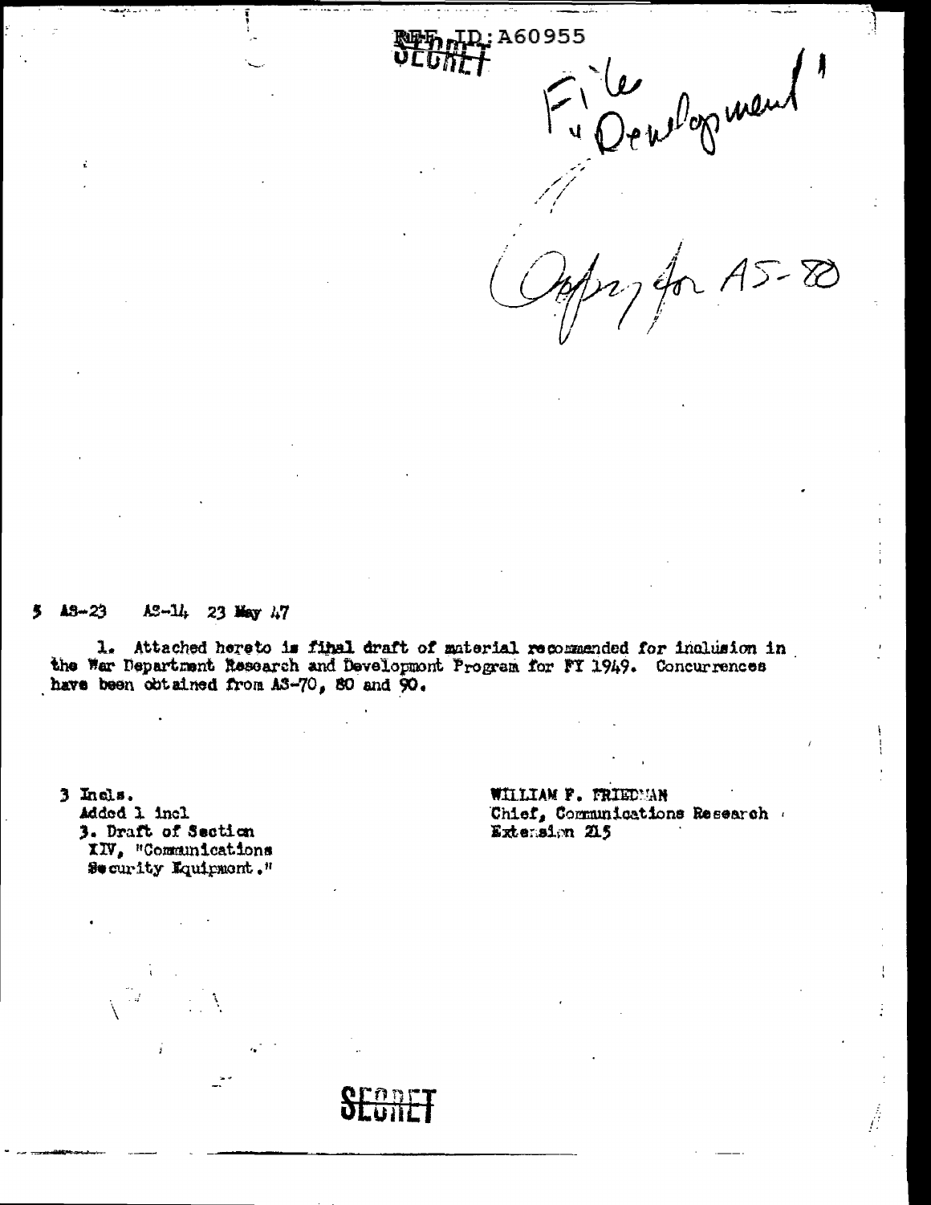REF ID:A60955

SECRET

File Development

Copy for AS-80

5 AS-23 AS-14 23 May 47

1. Attached hereto is final draft of material recommended for inclusion in the War Department Research and Development Program for FY 1949. Concurrences have been obtained from AS-70, 80 and 90.

3 Incls.
Added 1 incl
3. Draft of Section XIV, "Communications Security Equipment."

WILLIAM F. FRIEDMAN
Chief, Communications Research
Extension 215

SECRET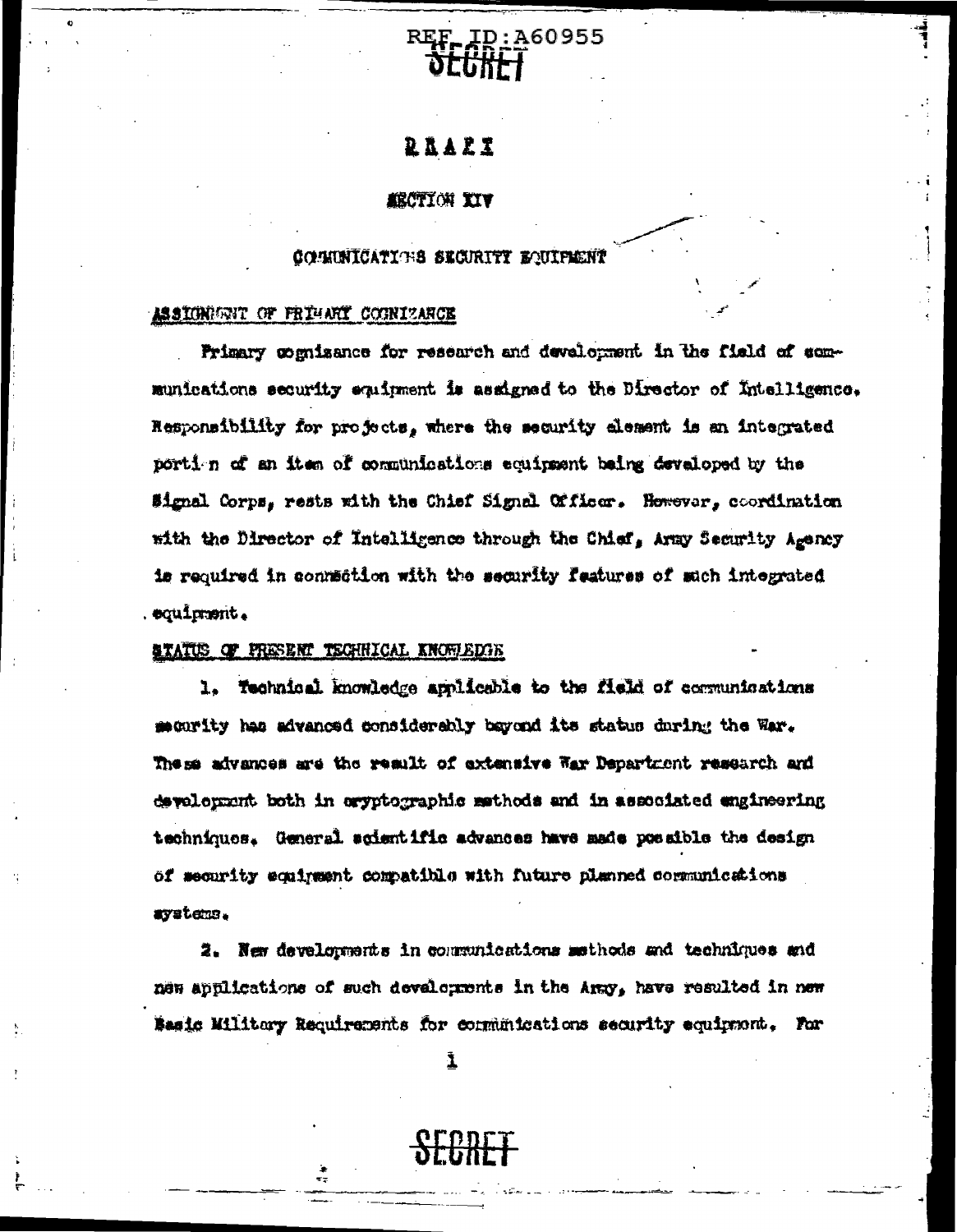REF ID:A60955

SECRET

# DRAFT

## SECTION XIV

## COMMUNICATIONS SECURITY EQUIPMENT

### ASSIGNMENT OF PRIMARY COGNIZANCE

Primary cognizance for research and development in the field of communications security equipment is assigned to the Director of Intelligence. Responsibility for projects, where the security element is an integrated portion of an item of communications equipment being developed by the Signal Corps, rests with the Chief Signal Officer. However, coordination with the Director of Intelligence through the Chief, Army Security Agency is required in connection with the security features of such integrated equipment.

### STATUS OF PRESENT TECHNICAL KNOWLEDGE

1. Technical knowledge applicable to the field of communications security has advanced considerably beyond its status during the War. These advances are the result of extensive War Department research and development both in cryptographic methods and in associated engineering techniques. General scientific advances have made possible the design of security equipment compatible with future planned communications systems.

2. New developments in communications methods and techniques and new applications of such developments in the Army, have resulted in new Basic Military Requirements for communications security equipment. For

SECRET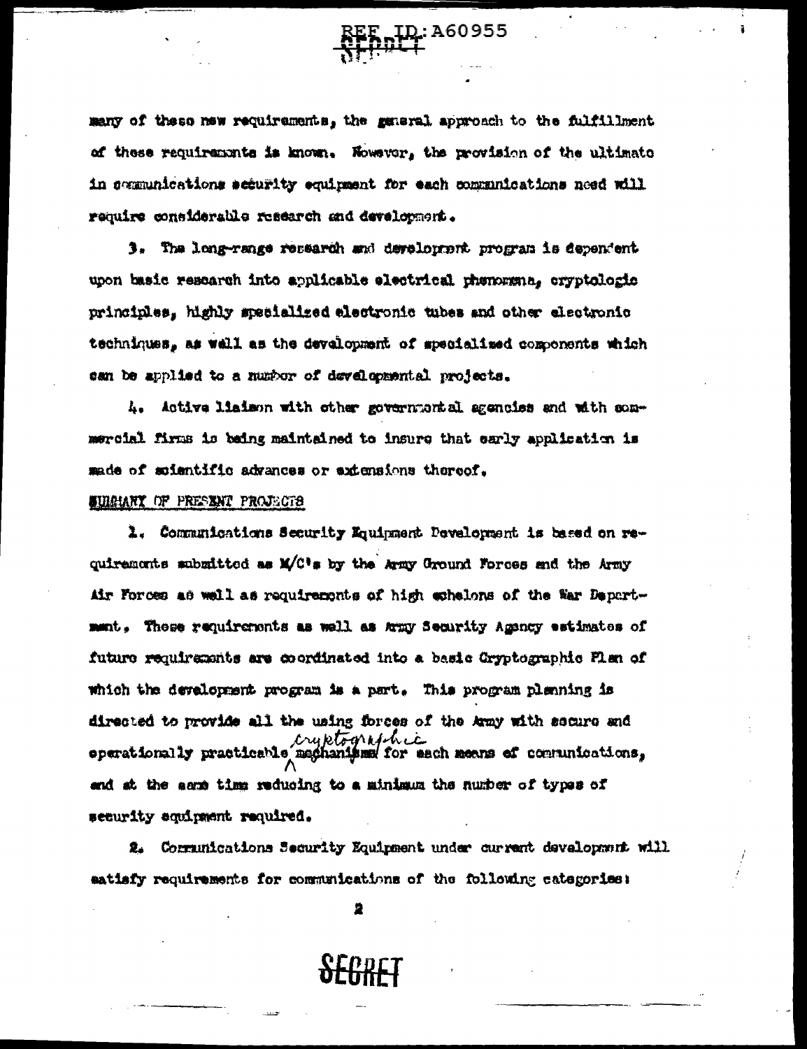many of these new requirements, the general approach to the fulfillment of these requirements is known. However, the provision of the ultimate in communications security equipment for each communications need will require considerable research and development.

3. The long-range research and development program is dependent upon basic research into applicable electrical phenomena, cryptologic principles, highly specialized electronic tubes and other electronic techniques, as well as the development of specialized components which can be applied to a number of developmental projects.

4. Active liaison with other governmental agencies and with commercial firms is being maintained to insure that early application is made of scientific advances or extensions thereof.

SUMMARY OF PRESENT PROJECTS

1. Communications Security Equipment Development is based on requirements submitted as M/C's by the Army Ground Forces and the Army Air Forces as well as requirements of high echelons of the War Department. These requirements as well as Army Security Agency estimates of future requirements are coordinated into a basic Cryptographic Plan of which the development program is a part. This program planning is directed to provide all the using forces of the Army with secure and operationally practicable cryptographic mechanisms for each means of communications, and at the same time reducing to a minimum the number of types of security equipment required.

2. Communications Security Equipment under current development will satisfy requirements for communications of the following categories: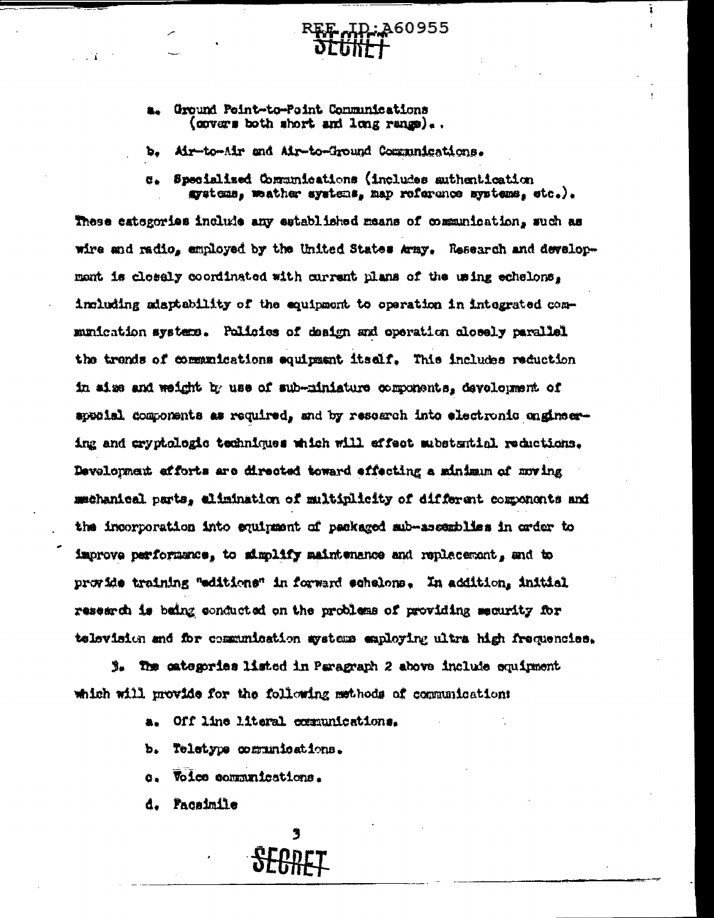a. Ground Point-to-Point Communications (covers both short and long range).

b. Air-to-Air and Air-to-Ground Communications.

c. Specialized Communications (includes authentication systems, weather systems, map reference systems, etc.).

These categories include any established means of communication, such as wire and radio, employed by the United States Army. Research and development is closely coordinated with current plans of the using echelons, including adaptability of the equipment to operation in integrated communication systems. Policies of design and operation closely parallel the trends of communications equipment itself. This includes reduction in size and weight by use of sub-miniature components, development of special components as required, and by research into electronic engineering and cryptologic techniques which will effect substantial reductions. Development efforts are directed toward effecting a minimum of moving mechanical parts, elimination of multiplicity of different components and the incorporation into equipment of packaged sub-assemblies in order to improve performance, to simplify maintenance and replacement, and to provide training "editions" in forward echelons. In addition, initial research is being conducted on the problems of providing security for television and for communication systems employing ultra high frequencies.

3. The categories listed in Paragraph 2 above include equipment which will provide for the following methods of communication:

a. Off line literal communications.

b. Teletype communications.

c. Voice communications.

d. Facsimile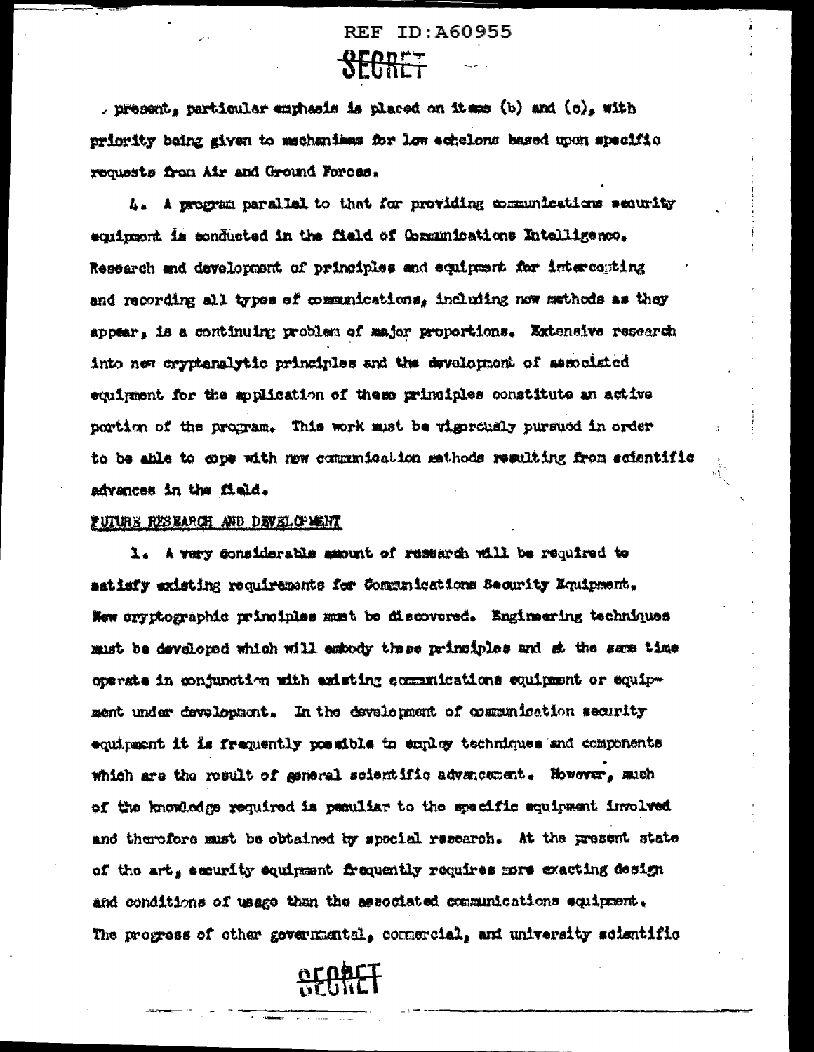present, particular emphasis is placed on items (b) and (c), with priority being given to mechanisms for low echelons based upon specific requests from Air and Ground Forces.

4. A program parallel to that for providing communications security equipment is conducted in the field of Communications Intelligence. Research and development of principles and equipment for intercepting and recording all types of communications, including new methods as they appear, is a continuing problem of major proportions. Extensive research into new cryptanalytic principles and the development of associated equipment for the application of these principles constitute an active portion of the program. This work must be vigorously pursued in order to be able to cope with new communication methods resulting from scientific advances in the field.

FUTURE RESEARCH AND DEVELOPMENT

1. A very considerable amount of research will be required to satisfy existing requirements for Communications Security Equipment. New cryptographic principles must be discovered. Engineering techniques must be developed which will embody these principles and at the same time operate in conjunction with existing communications equipment or equipment under development. In the development of communication security equipment it is frequently possible to employ techniques and components which are the result of general scientific advancement. However, much of the knowledge required is peculiar to the specific equipment involved and therefore must be obtained by special research. At the present state of the art, security equipment frequently requires more exacting design and conditions of usage than the associated communications equipment. The progress of other governmental, commercial, and university scientific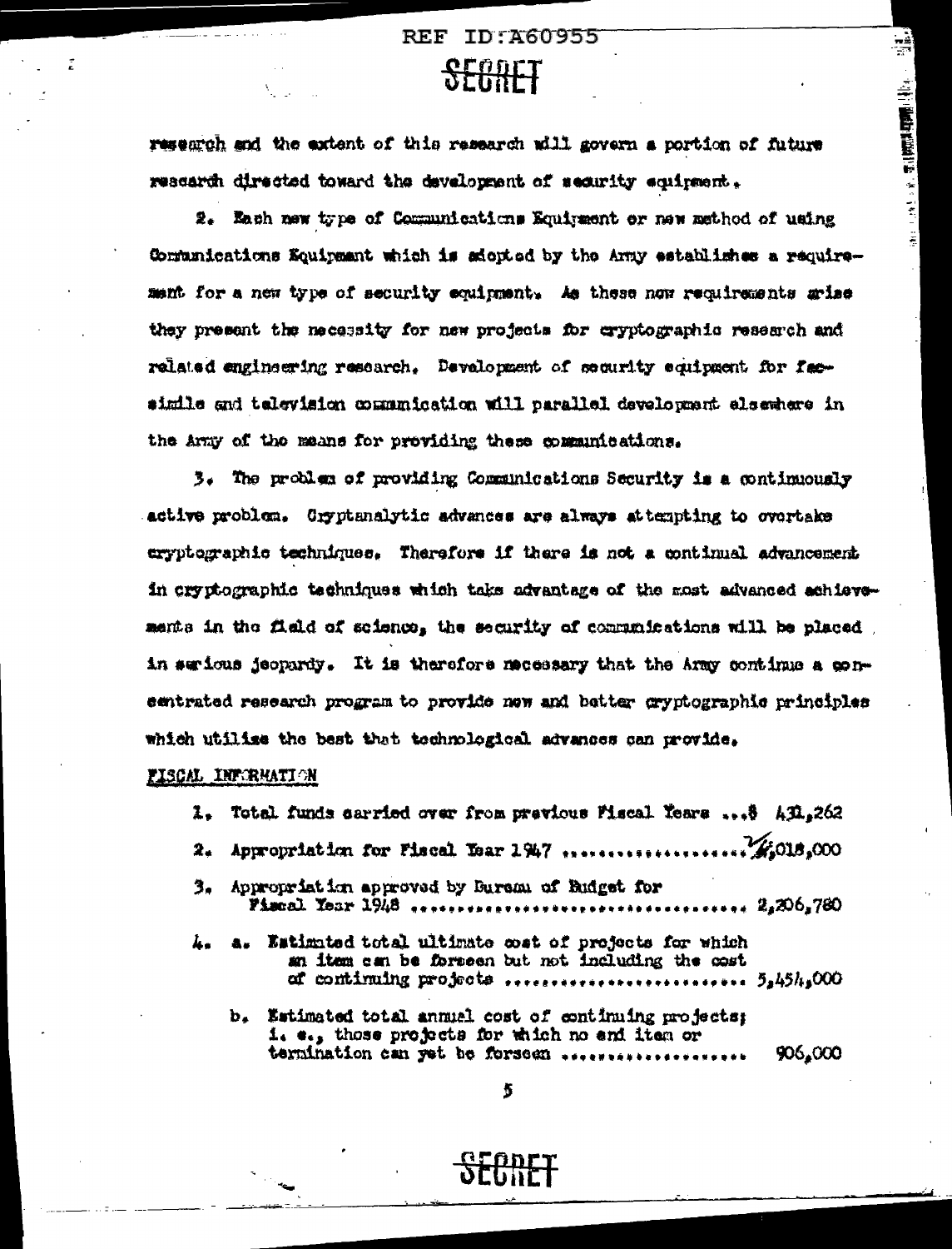research and the extent of this research will govern a portion of future research directed toward the development of security equipment.

2. Each new type of Communications Equipment or new method of using Communications Equipment which is adopted by the Army establishes a requirement for a new type of security equipment. As these new requirements arise they present the necessity for new projects for cryptographic research and related engineering research. Development of security equipment for facsimile and television communication will parallel development elsewhere in the Army of the means for providing these communications.

3. The problem of providing Communications Security is a continuously active problem. Cryptanalytic advances are always attempting to overtake cryptographic techniques. Therefore if there is not a continual advancement in cryptographic techniques which take advantage of the most advanced achievements in the field of science, the security of communications will be placed in serious jeopardy. It is therefore necessary that the Army continue a concentrated research program to provide new and better cryptographic principles which utilize the best that technological advances can provide.

FISCAL INFORMATION

1. Total funds carried over from previous Fiscal Years ....$ 431,262
2. Appropriation for Fiscal Year 1947 .................... 4,018,000
3. Appropriation approved by Bureau of Budget for Fiscal Year 1948 .................................. 2,206,780
4. a. Estimated total ultimate cost of projects for which an item can be forseen but not including the cost of continuing projects ......................... 5,454,000

   b. Estimated total annual cost of continuing projects; i. e., those projects for which no end item or termination can yet be forseen .................. 906,000